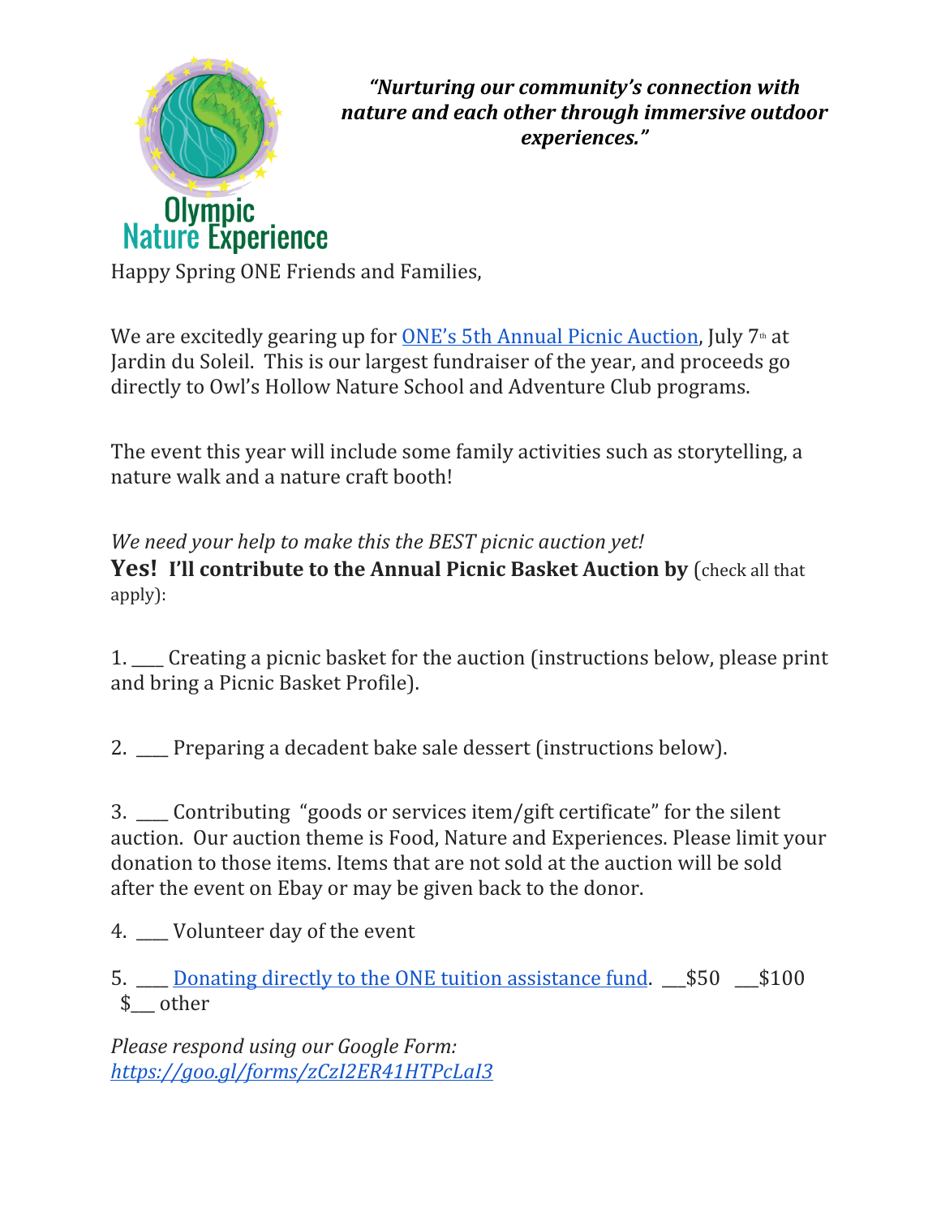Olympic Nature Experience

***"Nurturing our community's connection with nature and each other through immersive outdoor experiences."***

Happy Spring ONE Friends and Families,

We are excitedly gearing up for ONE's 5th Annual Picnic Auction, July 7th at Jardin du Soleil. This is our largest fundraiser of the year, and proceeds go directly to Owl's Hollow Nature School and Adventure Club programs.

The event this year will include some family activities such as storytelling, a nature walk and a nature craft booth!

*We need your help to make this the BEST picnic auction yet!*
**Yes! I'll contribute to the Annual Picnic Basket Auction by** (check all that apply):

1. ____ Creating a picnic basket for the auction (instructions below, please print and bring a Picnic Basket Profile).

2. ____ Preparing a decadent bake sale dessert (instructions below).

3. ____ Contributing "goods or services item/gift certificate" for the silent auction. Our auction theme is Food, Nature and Experiences. Please limit your donation to those items. Items that are not sold at the auction will be sold after the event on Ebay or may be given back to the donor.

4. ____ Volunteer day of the event

5. ____ Donating directly to the ONE tuition assistance fund. ___$50 ___$100 $___ other

*Please respond using our Google Form:*
*https://goo.gl/forms/zCzI2ER41HTPcLaI3*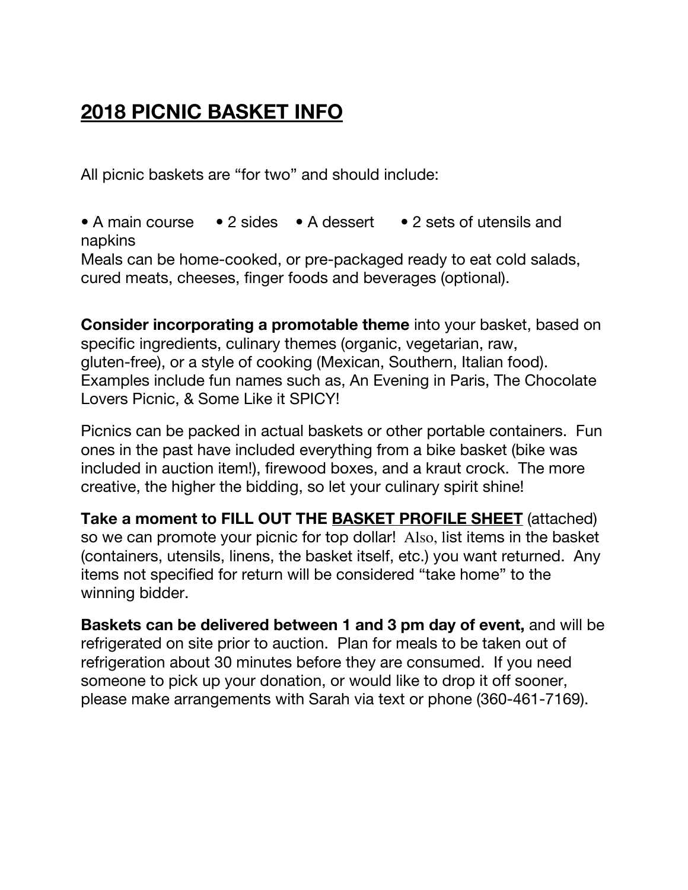## 2018 PICNIC BASKET INFO

All picnic baskets are "for two" and should include:

• A main course • 2 sides • A dessert • 2 sets of utensils and napkins

Meals can be home-cooked, or pre-packaged ready to eat cold salads, cured meats, cheeses, finger foods and beverages (optional).

**Consider incorporating a promotable theme** into your basket, based on specific ingredients, culinary themes (organic, vegetarian, raw, gluten-free), or a style of cooking (Mexican, Southern, Italian food). Examples include fun names such as, An Evening in Paris, The Chocolate Lovers Picnic, & Some Like it SPICY!

Picnics can be packed in actual baskets or other portable containers. Fun ones in the past have included everything from a bike basket (bike was included in auction item!), firewood boxes, and a kraut crock. The more creative, the higher the bidding, so let your culinary spirit shine!

**Take a moment to FILL OUT THE BASKET PROFILE SHEET** (attached) so we can promote your picnic for top dollar! Also, list items in the basket (containers, utensils, linens, the basket itself, etc.) you want returned. Any items not specified for return will be considered "take home" to the winning bidder.

**Baskets can be delivered between 1 and 3 pm day of event,** and will be refrigerated on site prior to auction. Plan for meals to be taken out of refrigeration about 30 minutes before they are consumed. If you need someone to pick up your donation, or would like to drop it off sooner, please make arrangements with Sarah via text or phone (360-461-7169).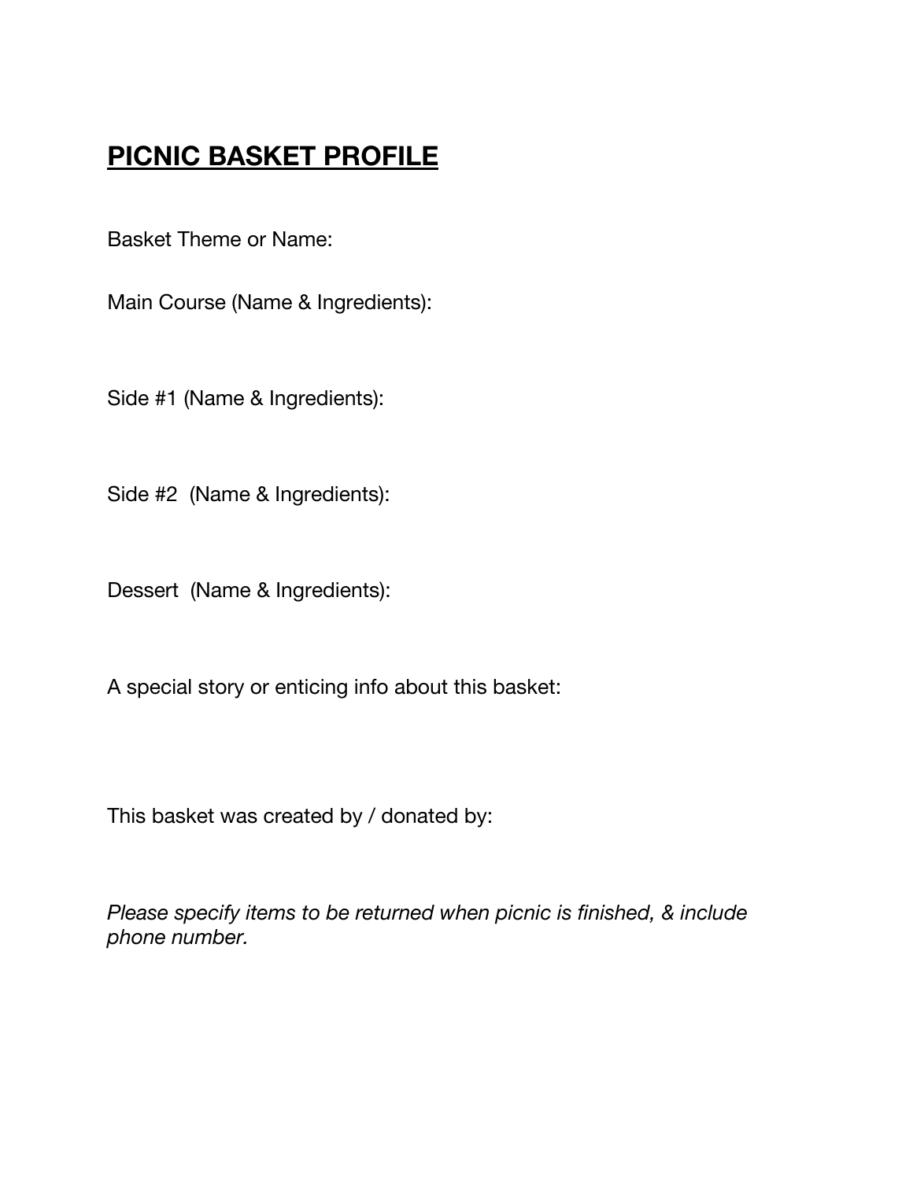# **PICNIC BASKET PROFILE**

Basket Theme or Name:

Main Course (Name & Ingredients):

Side #1 (Name & Ingredients):

Side #2 (Name & Ingredients):

Dessert (Name & Ingredients):

A special story or enticing info about this basket:

This basket was created by / donated by:

*Please specify items to be returned when picnic is finished, & include phone number.*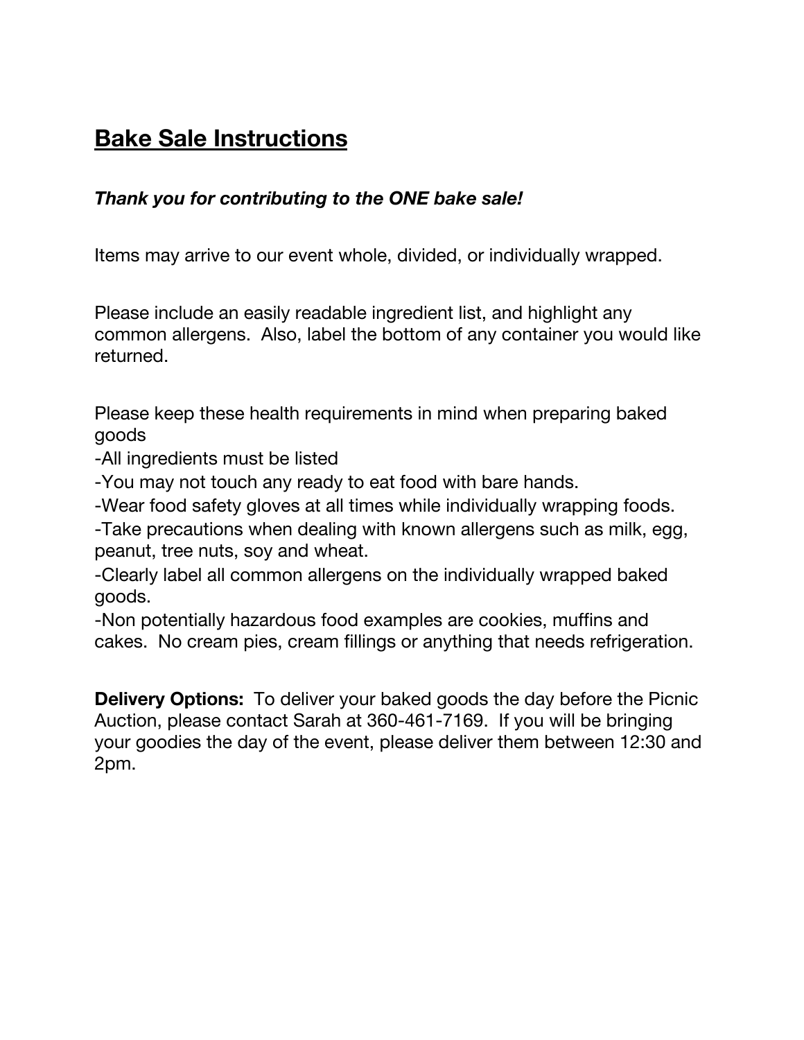# <u>Bake Sale Instructions</u>

***Thank you for contributing to the ONE bake sale!***

Items may arrive to our event whole, divided, or individually wrapped.

Please include an easily readable ingredient list, and highlight any common allergens. Also, label the bottom of any container you would like returned.

Please keep these health requirements in mind when preparing baked goods

-All ingredients must be listed

-You may not touch any ready to eat food with bare hands.

-Wear food safety gloves at all times while individually wrapping foods.

-Take precautions when dealing with known allergens such as milk, egg, peanut, tree nuts, soy and wheat.

-Clearly label all common allergens on the individually wrapped baked goods.

-Non potentially hazardous food examples are cookies, muffins and cakes. No cream pies, cream fillings or anything that needs refrigeration.

**Delivery Options:** To deliver your baked goods the day before the Picnic Auction, please contact Sarah at 360-461-7169. If you will be bringing your goodies the day of the event, please deliver them between 12:30 and 2pm.